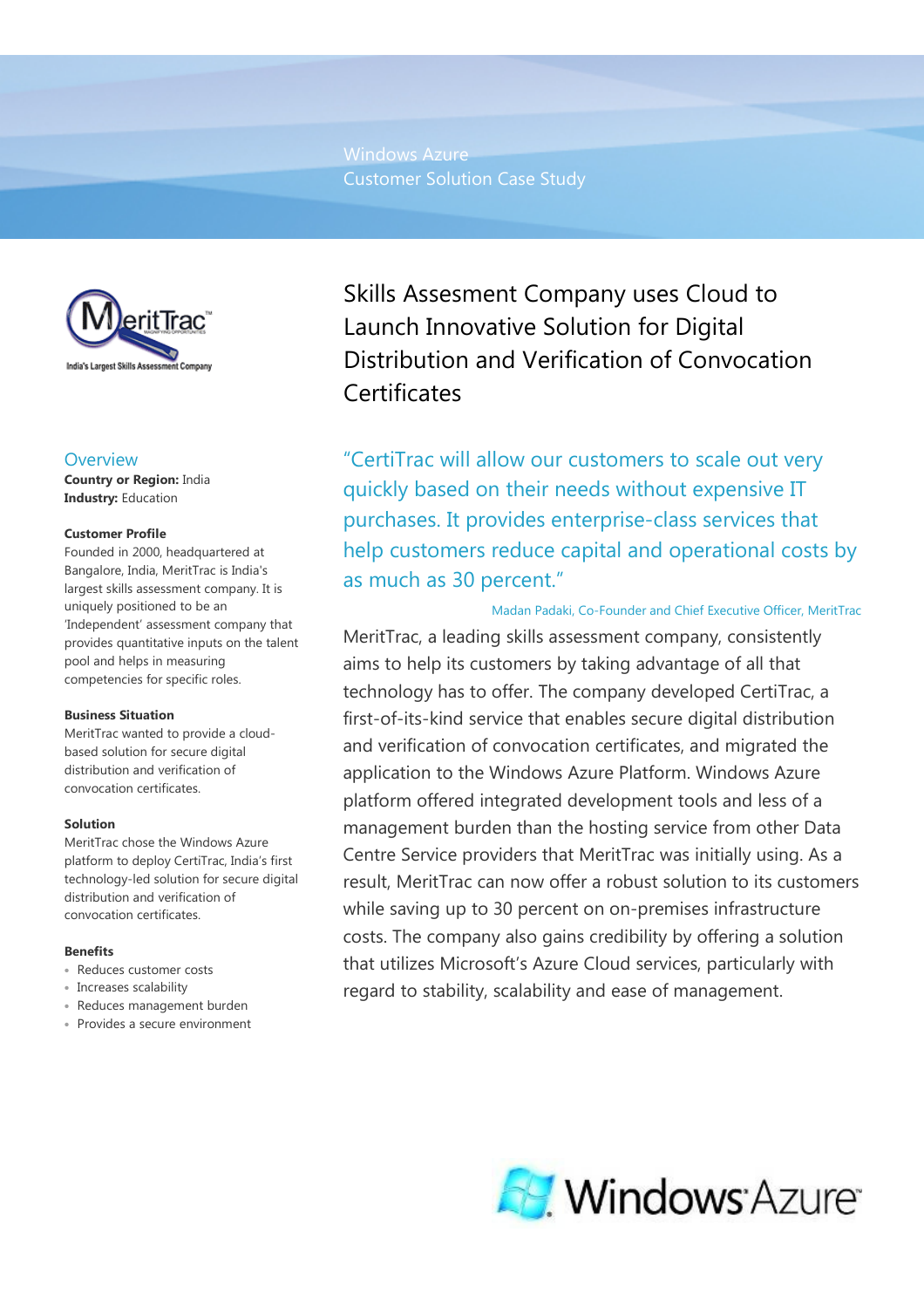Windows Azure
Customer Solution Case Study

# Skills Assesment Company uses Cloud to Launch Innovative Solution for Digital Distribution and Verification of Convocation Certificates

## Overview

**Country or Region:** India
**Industry:** Education

### Customer Profile

Founded in 2000, headquartered at Bangalore, India, MeritTrac is India's largest skills assessment company. It is uniquely positioned to be an 'Independent' assessment company that provides quantitative inputs on the talent pool and helps in measuring competencies for specific roles.

### Business Situation

MeritTrac wanted to provide a cloud-based solution for secure digital distribution and verification of convocation certificates.

### Solution

MeritTrac chose the Windows Azure platform to deploy CertiTrac, India's first technology-led solution for secure digital distribution and verification of convocation certificates.

### Benefits

- Reduces customer costs
- Increases scalability
- Reduces management burden
- Provides a secure environment

"CertiTrac will allow our customers to scale out very quickly based on their needs without expensive IT purchases. It provides enterprise-class services that help customers reduce capital and operational costs by as much as 30 percent."

Madan Padaki, Co-Founder and Chief Executive Officer, MeritTrac

MeritTrac, a leading skills assessment company, consistently aims to help its customers by taking advantage of all that technology has to offer. The company developed CertiTrac, a first-of-its-kind service that enables secure digital distribution and verification of convocation certificates, and migrated the application to the Windows Azure Platform. Windows Azure platform offered integrated development tools and less of a management burden than the hosting service from other Data Centre Service providers that MeritTrac was initially using. As a result, MeritTrac can now offer a robust solution to its customers while saving up to 30 percent on on-premises infrastructure costs. The company also gains credibility by offering a solution that utilizes Microsoft's Azure Cloud services, particularly with regard to stability, scalability and ease of management.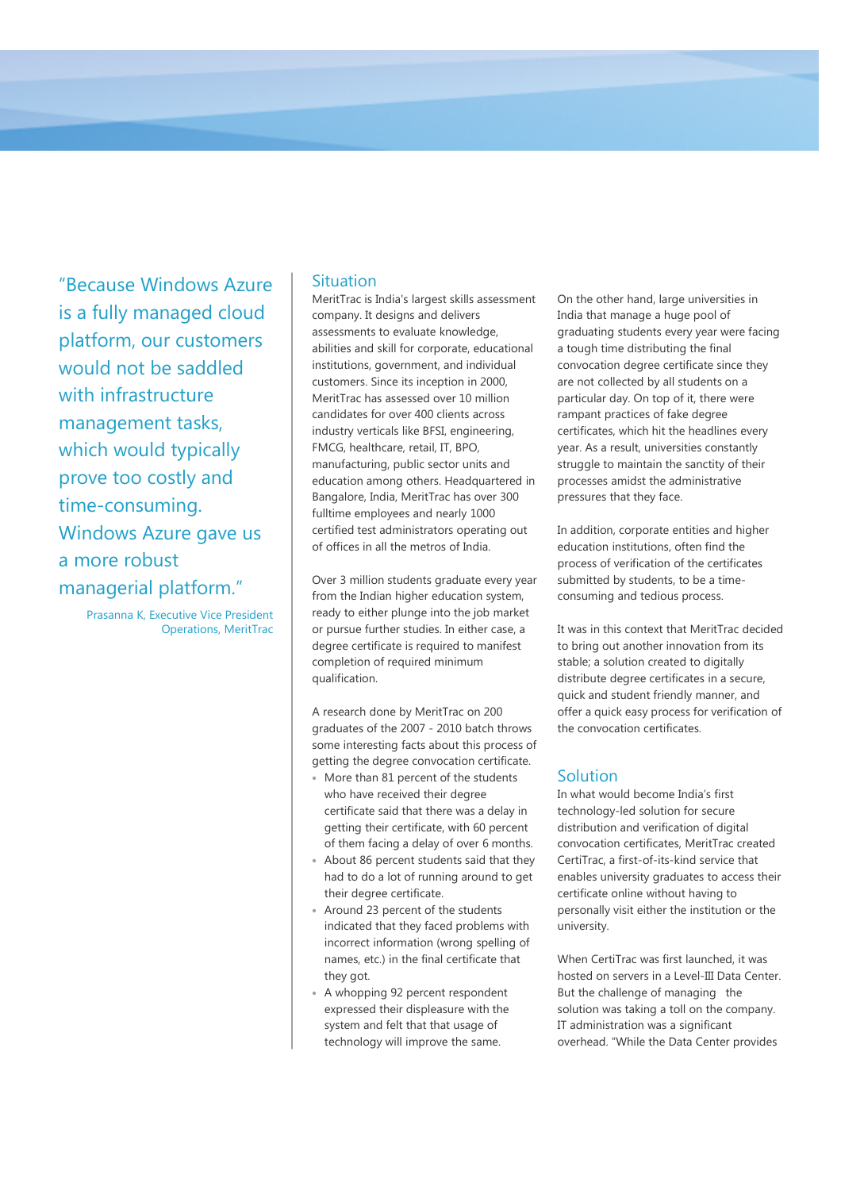> "Because Windows Azure is a fully managed cloud platform, our customers would not be saddled with infrastructure management tasks, which would typically prove too costly and time-consuming. Windows Azure gave us a more robust managerial platform."
>
> Prasanna K, Executive Vice President Operations, MeritTrac

## Situation

MeritTrac is India's largest skills assessment company. It designs and delivers assessments to evaluate knowledge, abilities and skill for corporate, educational institutions, government, and individual customers. Since its inception in 2000, MeritTrac has assessed over 10 million candidates for over 400 clients across industry verticals like BFSI, engineering, FMCG, healthcare, retail, IT, BPO, manufacturing, public sector units and education among others. Headquartered in Bangalore, India, MeritTrac has over 300 fulltime employees and nearly 1000 certified test administrators operating out of offices in all the metros of India.

Over 3 million students graduate every year from the Indian higher education system, ready to either plunge into the job market or pursue further studies. In either case, a degree certificate is required to manifest completion of required minimum qualification.

A research done by MeritTrac on 200 graduates of the 2007 - 2010 batch throws some interesting facts about this process of getting the degree convocation certificate.

- More than 81 percent of the students who have received their degree certificate said that there was a delay in getting their certificate, with 60 percent of them facing a delay of over 6 months.
- About 86 percent students said that they had to do a lot of running around to get their degree certificate.
- Around 23 percent of the students indicated that they faced problems with incorrect information (wrong spelling of names, etc.) in the final certificate that they got.
- A whopping 92 percent respondent expressed their displeasure with the system and felt that that usage of technology will improve the same.

On the other hand, large universities in India that manage a huge pool of graduating students every year were facing a tough time distributing the final convocation degree certificate since they are not collected by all students on a particular day. On top of it, there were rampant practices of fake degree certificates, which hit the headlines every year. As a result, universities constantly struggle to maintain the sanctity of their processes amidst the administrative pressures that they face.

In addition, corporate entities and higher education institutions, often find the process of verification of the certificates submitted by students, to be a time-consuming and tedious process.

It was in this context that MeritTrac decided to bring out another innovation from its stable; a solution created to digitally distribute degree certificates in a secure, quick and student friendly manner, and offer a quick easy process for verification of the convocation certificates.

## Solution

In what would become India's first technology-led solution for secure distribution and verification of digital convocation certificates, MeritTrac created CertiTrac, a first-of-its-kind service that enables university graduates to access their certificate online without having to personally visit either the institution or the university.

When CertiTrac was first launched, it was hosted on servers in a Level-III Data Center. But the challenge of managing the solution was taking a toll on the company. IT administration was a significant overhead. "While the Data Center provides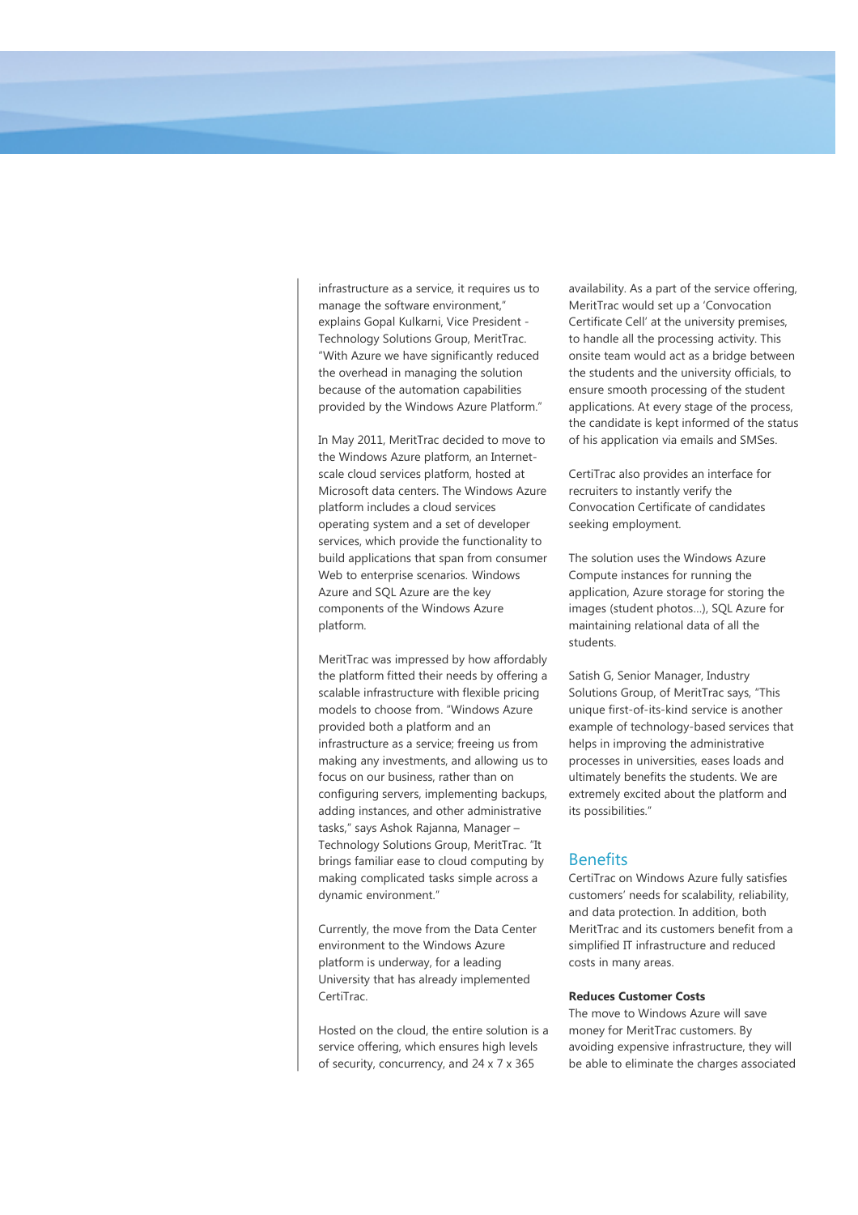infrastructure as a service, it requires us to manage the software environment," explains Gopal Kulkarni, Vice President - Technology Solutions Group, MeritTrac. "With Azure we have significantly reduced the overhead in managing the solution because of the automation capabilities provided by the Windows Azure Platform."

In May 2011, MeritTrac decided to move to the Windows Azure platform, an Internet-scale cloud services platform, hosted at Microsoft data centers. The Windows Azure platform includes a cloud services operating system and a set of developer services, which provide the functionality to build applications that span from consumer Web to enterprise scenarios. Windows Azure and SQL Azure are the key components of the Windows Azure platform.

MeritTrac was impressed by how affordably the platform fitted their needs by offering a scalable infrastructure with flexible pricing models to choose from. "Windows Azure provided both a platform and an infrastructure as a service; freeing us from making any investments, and allowing us to focus on our business, rather than on configuring servers, implementing backups, adding instances, and other administrative tasks," says Ashok Rajanna, Manager – Technology Solutions Group, MeritTrac. "It brings familiar ease to cloud computing by making complicated tasks simple across a dynamic environment."

Currently, the move from the Data Center environment to the Windows Azure platform is underway, for a leading University that has already implemented CertiTrac.

Hosted on the cloud, the entire solution is a service offering, which ensures high levels of security, concurrency, and 24 x 7 x 365 availability. As a part of the service offering, MeritTrac would set up a 'Convocation Certificate Cell' at the university premises, to handle all the processing activity. This onsite team would act as a bridge between the students and the university officials, to ensure smooth processing of the student applications. At every stage of the process, the candidate is kept informed of the status of his application via emails and SMSes.

CertiTrac also provides an interface for recruiters to instantly verify the Convocation Certificate of candidates seeking employment.

The solution uses the Windows Azure Compute instances for running the application, Azure storage for storing the images (student photos...), SQL Azure for maintaining relational data of all the students.

Satish G, Senior Manager, Industry Solutions Group, of MeritTrac says, "This unique first-of-its-kind service is another example of technology-based services that helps in improving the administrative processes in universities, eases loads and ultimately benefits the students. We are extremely excited about the platform and its possibilities."

## Benefits

CertiTrac on Windows Azure fully satisfies customers' needs for scalability, reliability, and data protection. In addition, both MeritTrac and its customers benefit from a simplified IT infrastructure and reduced costs in many areas.

**Reduces Customer Costs**

The move to Windows Azure will save money for MeritTrac customers. By avoiding expensive infrastructure, they will be able to eliminate the charges associated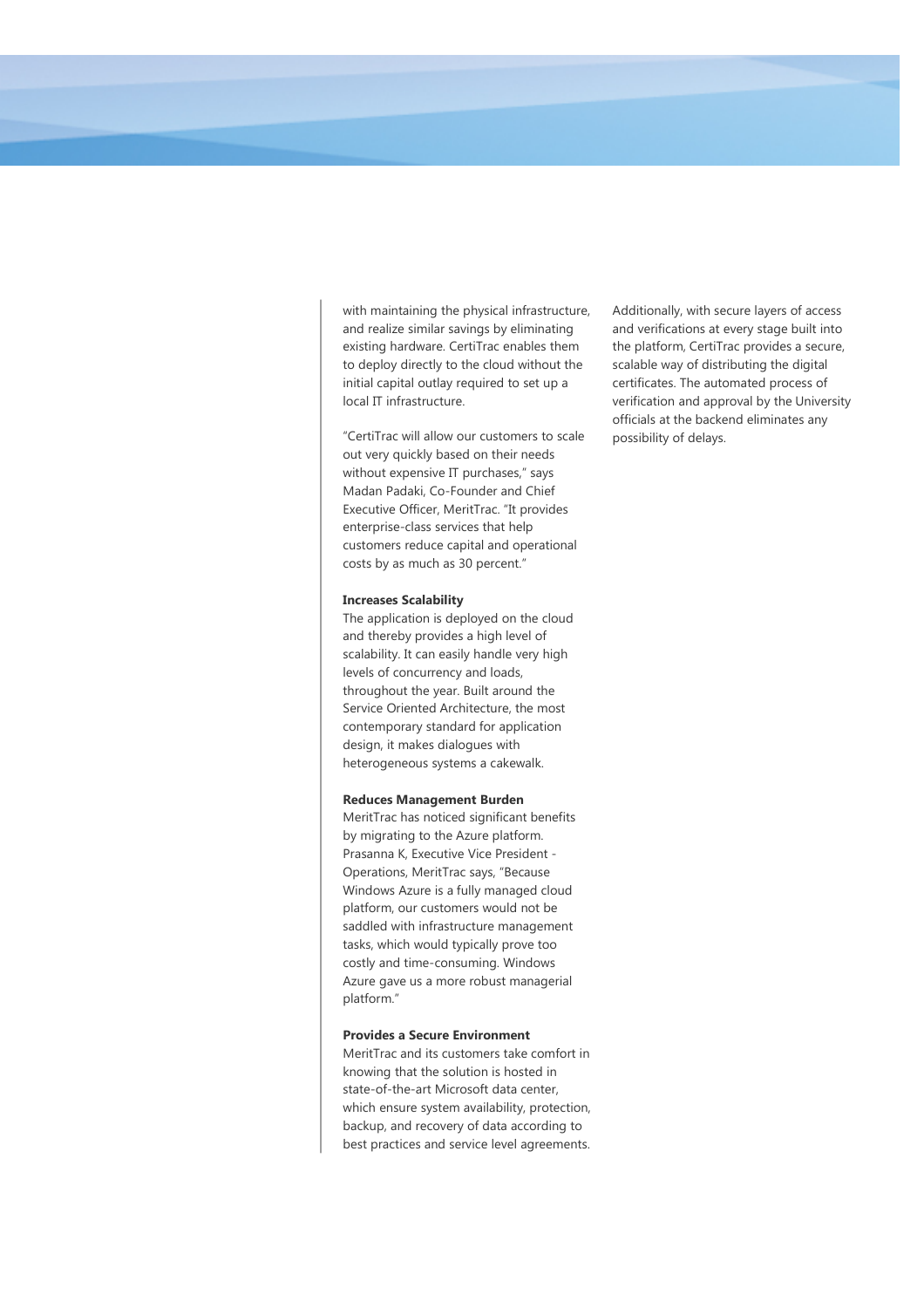with maintaining the physical infrastructure, and realize similar savings by eliminating existing hardware. CertiTrac enables them to deploy directly to the cloud without the initial capital outlay required to set up a local IT infrastructure.

"CertiTrac will allow our customers to scale out very quickly based on their needs without expensive IT purchases," says Madan Padaki, Co-Founder and Chief Executive Officer, MeritTrac. "It provides enterprise-class services that help customers reduce capital and operational costs by as much as 30 percent."

**Increases Scalability**

The application is deployed on the cloud and thereby provides a high level of scalability. It can easily handle very high levels of concurrency and loads, throughout the year. Built around the Service Oriented Architecture, the most contemporary standard for application design, it makes dialogues with heterogeneous systems a cakewalk.

**Reduces Management Burden**

MeritTrac has noticed significant benefits by migrating to the Azure platform. Prasanna K, Executive Vice President - Operations, MeritTrac says, "Because Windows Azure is a fully managed cloud platform, our customers would not be saddled with infrastructure management tasks, which would typically prove too costly and time-consuming. Windows Azure gave us a more robust managerial platform."

**Provides a Secure Environment**

MeritTrac and its customers take comfort in knowing that the solution is hosted in state-of-the-art Microsoft data center, which ensure system availability, protection, backup, and recovery of data according to best practices and service level agreements. Additionally, with secure layers of access and verifications at every stage built into the platform, CertiTrac provides a secure, scalable way of distributing the digital certificates. The automated process of verification and approval by the University officials at the backend eliminates any possibility of delays.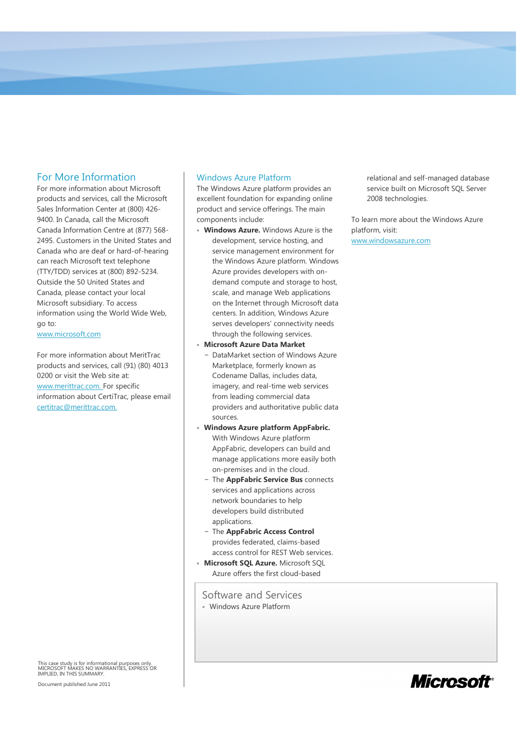## For More Information

For more information about Microsoft products and services, call the Microsoft Sales Information Center at (800) 426-9400. In Canada, call the Microsoft Canada Information Centre at (877) 568-2495. Customers in the United States and Canada who are deaf or hard-of-hearing can reach Microsoft text telephone (TTY/TDD) services at (800) 892-5234. Outside the 50 United States and Canada, please contact your local Microsoft subsidiary. To access information using the World Wide Web, go to:
www.microsoft.com

For more information about MeritTrac products and services, call (91) (80) 4013 0200 or visit the Web site at: www.merittrac.com. For specific information about CertiTrac, please email certitrac@merittrac.com.

## Windows Azure Platform

The Windows Azure platform provides an excellent foundation for expanding online product and service offerings. The main components include:

- **Windows Azure.** Windows Azure is the development, service hosting, and service management environment for the Windows Azure platform. Windows Azure provides developers with on-demand compute and storage to host, scale, and manage Web applications on the Internet through Microsoft data centers. In addition, Windows Azure serves developers' connectivity needs through the following services.
- **Microsoft Azure Data Market**
  - DataMarket section of Windows Azure Marketplace, formerly known as Codename Dallas, includes data, imagery, and real-time web services from leading commercial data providers and authoritative public data sources.
- **Windows Azure platform AppFabric.** With Windows Azure platform AppFabric, developers can build and manage applications more easily both on-premises and in the cloud.
  - The **AppFabric Service Bus** connects services and applications across network boundaries to help developers build distributed applications.
  - The **AppFabric Access Control** provides federated, claims-based access control for REST Web services.
- **Microsoft SQL Azure.** Microsoft SQL Azure offers the first cloud-based relational and self-managed database service built on Microsoft SQL Server 2008 technologies.

To learn more about the Windows Azure platform, visit:
www.windowsazure.com

### Software and Services

- Windows Azure Platform

This case study is for informational purposes only. MICROSOFT MAKES NO WARRANTIES, EXPRESS OR IMPLIED, IN THIS SUMMARY.

Document published June 2011